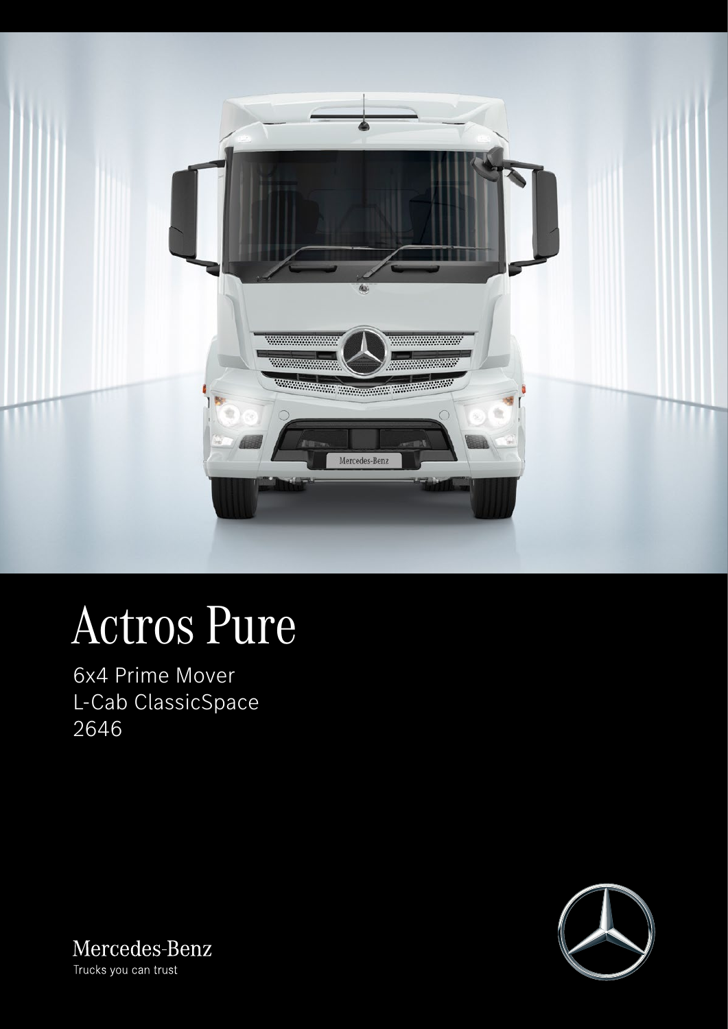# Actros Pure

6x4 Prime Mover
L-Cab ClassicSpace
2646

Mercedes-Benz
Trucks you can trust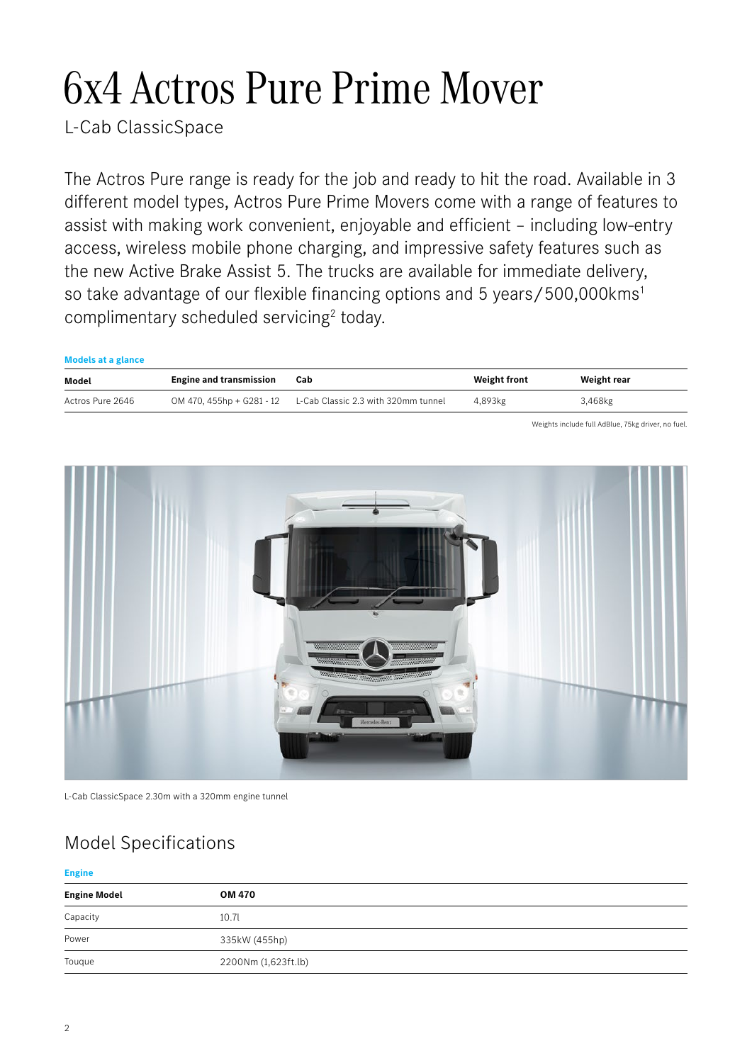# 6x4 Actros Pure Prime Mover

L-Cab ClassicSpace

The Actros Pure range is ready for the job and ready to hit the road. Available in 3 different model types, Actros Pure Prime Movers come with a range of features to assist with making work convenient, enjoyable and efficient – including low-entry access, wireless mobile phone charging, and impressive safety features such as the new Active Brake Assist 5. The trucks are available for immediate delivery, so take advantage of our flexible financing options and 5 years/500,000kms[1] complimentary scheduled servicing[2] today.

**Models at a glance**

| Model | Engine and transmission | Cab | Weight front | Weight rear |
|---|---|---|---|---|
| Actros Pure 2646 | OM 470, 455hp + G281 - 12 | L-Cab Classic 2.3 with 320mm tunnel | 4,893kg | 3,468kg |

Weights include full AdBlue, 75kg driver, no fuel.

L-Cab ClassicSpace 2.30m with a 320mm engine tunnel

## Model Specifications

**Engine**

| Engine Model | OM 470 |
|---|---|
| Capacity | 10.7l |
| Power | 335kW (455hp) |
| Touque | 2200Nm (1,623ft.lb) |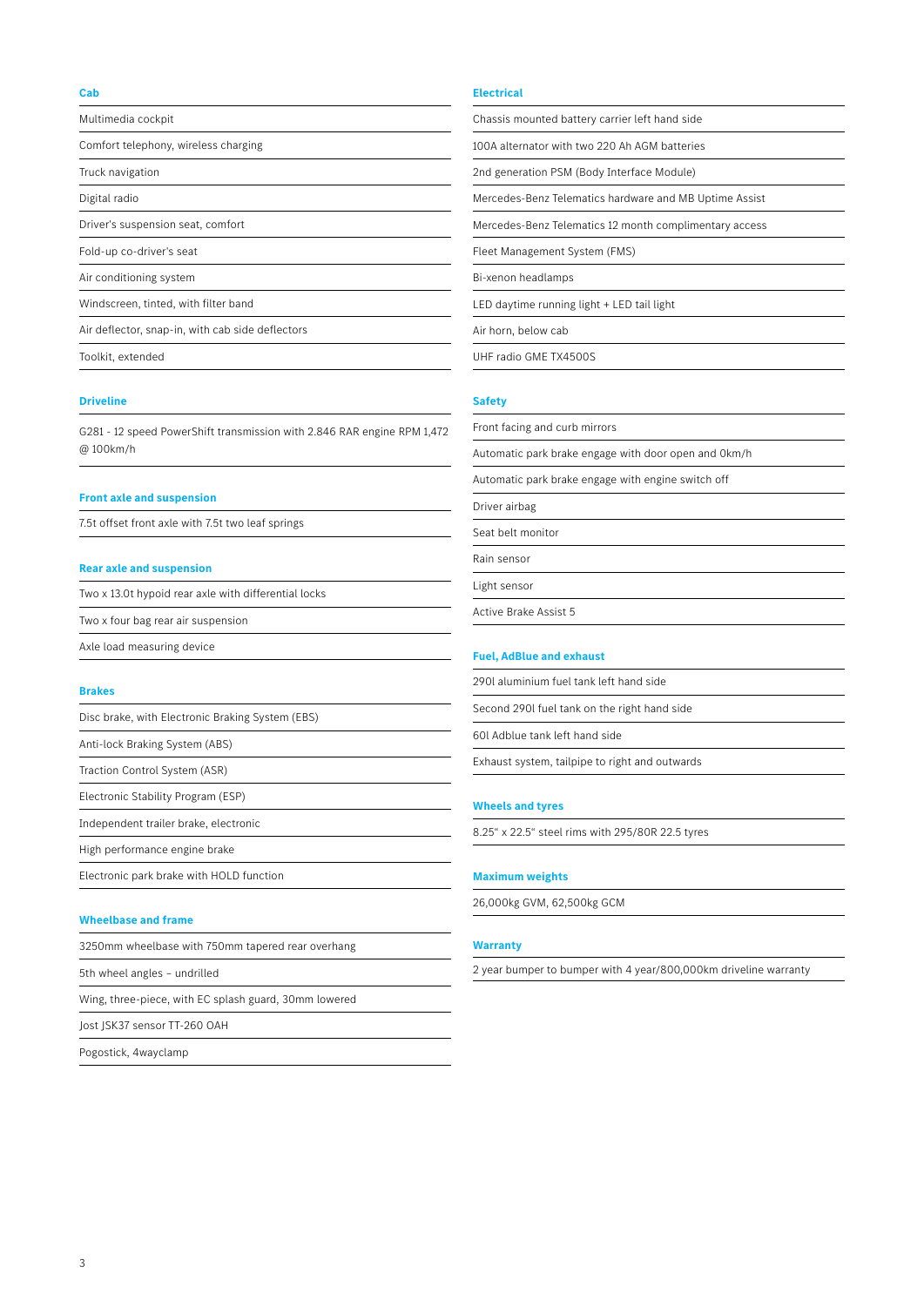### Cab

- Multimedia cockpit
- Comfort telephony, wireless charging
- Truck navigation
- Digital radio
- Driver's suspension seat, comfort
- Fold-up co-driver's seat
- Air conditioning system
- Windscreen, tinted, with filter band
- Air deflector, snap-in, with cab side deflectors
- Toolkit, extended

### Driveline

- G281 - 12 speed PowerShift transmission with 2.846 RAR engine RPM 1,472 @ 100km/h

### Front axle and suspension

- 7.5t offset front axle with 7.5t two leaf springs

### Rear axle and suspension

- Two x 13.0t hypoid rear axle with differential locks
- Two x four bag rear air suspension
- Axle load measuring device

### Brakes

- Disc brake, with Electronic Braking System (EBS)
- Anti-lock Braking System (ABS)
- Traction Control System (ASR)
- Electronic Stability Program (ESP)
- Independent trailer brake, electronic
- High performance engine brake
- Electronic park brake with HOLD function

### Wheelbase and frame

- 3250mm wheelbase with 750mm tapered rear overhang
- 5th wheel angles – undrilled
- Wing, three-piece, with EC splash guard, 30mm lowered
- Jost JSK37 sensor TT-260 OAH
- Pogostick, 4wayclamp

### Electrical

- Chassis mounted battery carrier left hand side
- 100A alternator with two 220 Ah AGM batteries
- 2nd generation PSM (Body Interface Module)
- Mercedes-Benz Telematics hardware and MB Uptime Assist
- Mercedes-Benz Telematics 12 month complimentary access
- Fleet Management System (FMS)
- Bi-xenon headlamps
- LED daytime running light + LED tail light
- Air horn, below cab
- UHF radio GME TX4500S

### Safety

- Front facing and curb mirrors
- Automatic park brake engage with door open and 0km/h
- Automatic park brake engage with engine switch off
- Driver airbag
- Seat belt monitor
- Rain sensor
- Light sensor
- Active Brake Assist 5

### Fuel, AdBlue and exhaust

- 290l aluminium fuel tank left hand side
- Second 290l fuel tank on the right hand side
- 60l Adblue tank left hand side
- Exhaust system, tailpipe to right and outwards

### Wheels and tyres

- 8.25" x 22.5" steel rims with 295/80R 22.5 tyres

### Maximum weights

- 26,000kg GVM, 62,500kg GCM

### Warranty

- 2 year bumper to bumper with 4 year/800,000km driveline warranty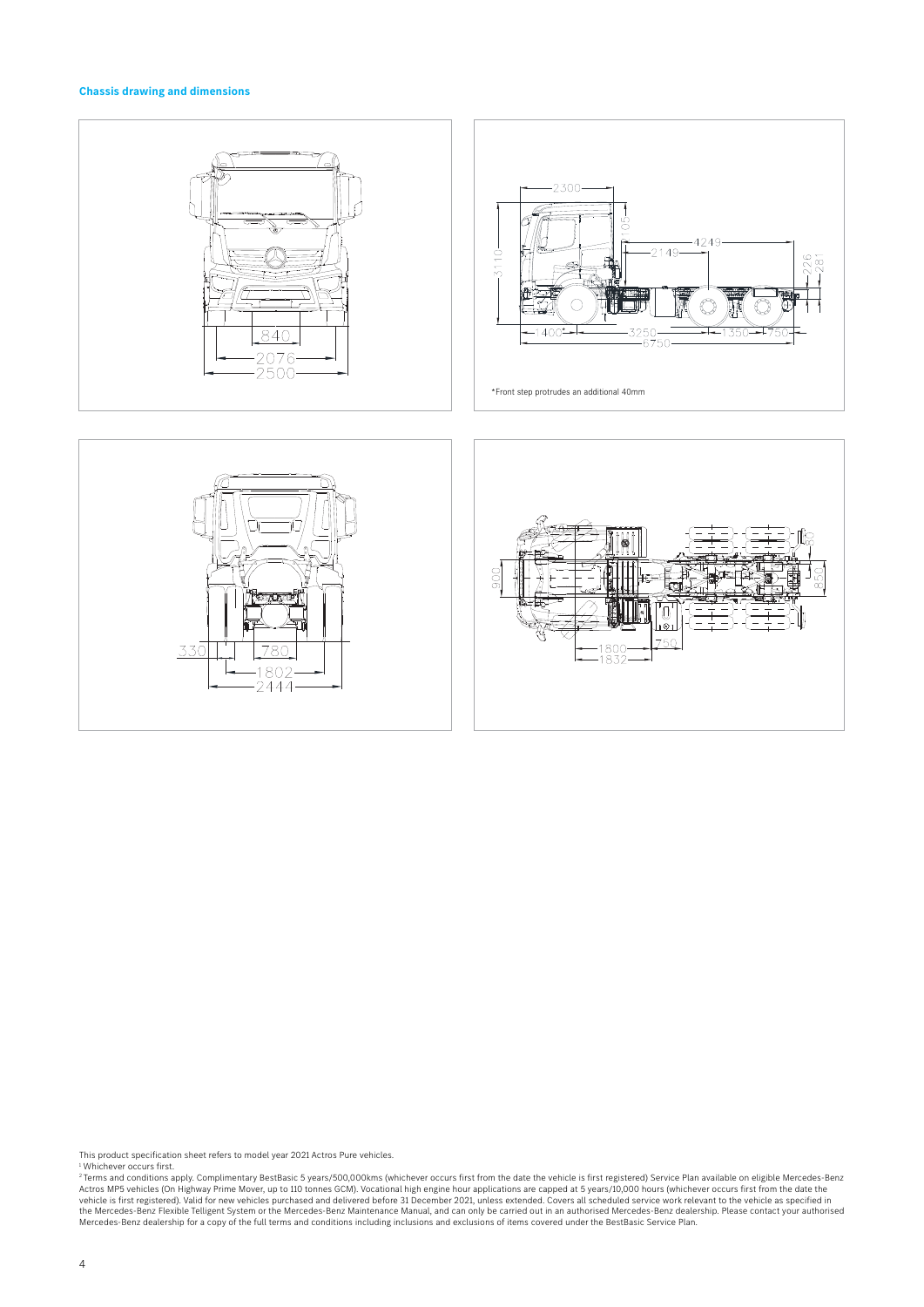## Chassis drawing and dimensions

*Front step protrudes an additional 40mm

This product specification sheet refers to model year 2021 Actros Pure vehicles.

[1] Whichever occurs first.

[2] Terms and conditions apply. Complimentary BestBasic 5 years/500,000kms (whichever occurs first from the date the vehicle is first registered) Service Plan available on eligible Mercedes-Benz Actros MP5 vehicles (On Highway Prime Mover, up to 110 tonnes GCM). Vocational high engine hour applications are capped at 5 years/10,000 hours (whichever occurs first from the date the vehicle is first registered). Valid for new vehicles purchased and delivered before 31 December 2021, unless extended. Covers all scheduled service work relevant to the vehicle as specified in the Mercedes-Benz Flexible Telligent System or the Mercedes-Benz Maintenance Manual, and can only be carried out in an authorised Mercedes-Benz dealership. Please contact your authorised Mercedes-Benz dealership for a copy of the full terms and conditions including inclusions and exclusions of items covered under the BestBasic Service Plan.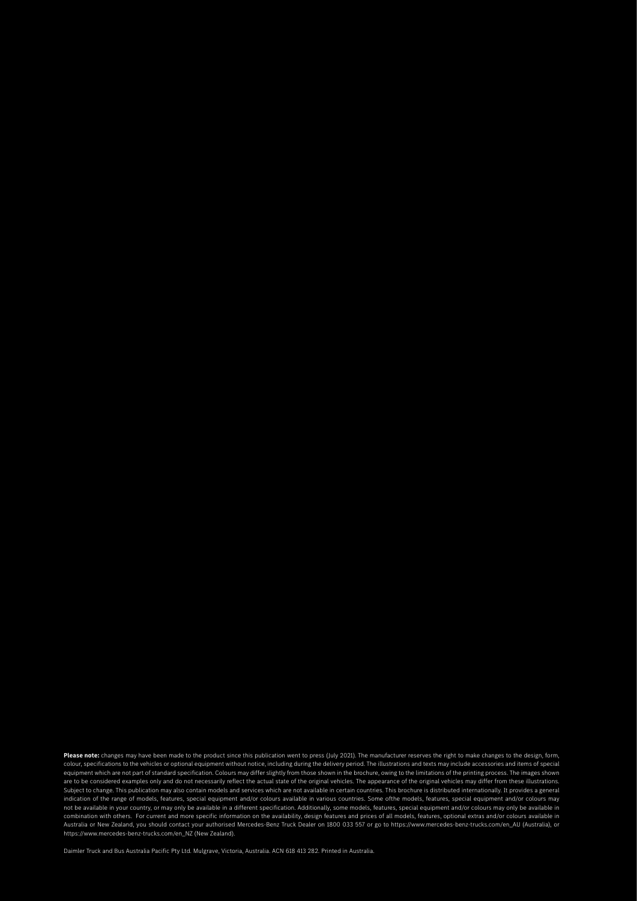**Please note:** changes may have been made to the product since this publication went to press (July 2021). The manufacturer reserves the right to make changes to the design, form, colour, specifications to the vehicles or optional equipment without notice, including during the delivery period. The illustrations and texts may include accessories and items of special equipment which are not part of standard specification. Colours may differ slightly from those shown in the brochure, owing to the limitations of the printing process. The images shown are to be considered examples only and do not necessarily reflect the actual state of the original vehicles. The appearance of the original vehicles may differ from these illustrations. Subject to change. This publication may also contain models and services which are not available in certain countries. This brochure is distributed internationally. It provides a general indication of the range of models, features, special equipment and/or colours available in various countries. Some ofthe models, features, special equipment and/or colours may not be available in your country, or may only be available in a different specification. Additionally, some models, features, special equipment and/or colours may only be available in combination with others. For current and more specific information on the availability, design features and prices of all models, features, optional extras and/or colours available in Australia or New Zealand, you should contact your authorised Mercedes-Benz Truck Dealer on 1800 033 557 or go to https://www.mercedes-benz-trucks.com/en_AU (Australia), or https://www.mercedes-benz-trucks.com/en_NZ (New Zealand).

Daimler Truck and Bus Australia Pacific Pty Ltd. Mulgrave, Victoria, Australia. ACN 618 413 282. Printed in Australia.